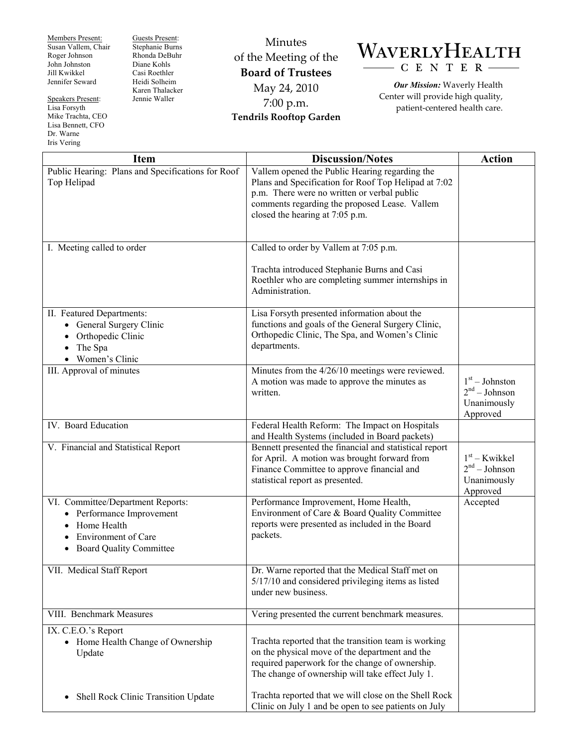Members Present:
Susan Vallem, Chair
Roger Johnson
John Johnston
Jill Kwikkel
Jennifer Seward

Speakers Present:
Lisa Forsyth
Mike Trachta, CEO
Lisa Bennett, CFO
Dr. Warne
Iris Vering

Guests Present:
Stephanie Burns
Rhonda DeBuhr
Diane Kohls
Casi Roethler
Heidi Solheim
Karen Thalacker
Jennie Waller

Minutes
of the Meeting of the
**Board of Trustees**
May 24, 2010
7:00 p.m.
**Tendrils Rooftop Garden**

# WAVERLY HEALTH CENTER

***Our Mission:*** Waverly Health Center will provide high quality, patient-centered health care.

| Item | Discussion/Notes | Action |
|---|---|---|
| Public Hearing: Plans and Specifications for Roof Top Helipad | Vallem opened the Public Hearing regarding the Plans and Specification for Roof Top Helipad at 7:02 p.m. There were no written or verbal public comments regarding the proposed Lease. Vallem closed the hearing at 7:05 p.m. | |
| I. Meeting called to order | Called to order by Vallem at 7:05 p.m.<br><br>Trachta introduced Stephanie Burns and Casi Roethler who are completing summer internships in Administration. | |
| II. Featured Departments:<br>• General Surgery Clinic<br>• Orthopedic Clinic<br>• The Spa<br>• Women's Clinic | Lisa Forsyth presented information about the functions and goals of the General Surgery Clinic, Orthopedic Clinic, The Spa, and Women's Clinic departments. | |
| III. Approval of minutes | Minutes from the 4/26/10 meetings were reviewed. A motion was made to approve the minutes as written. | 1st – Johnston<br>2nd – Johnson<br>Unanimously Approved |
| IV. Board Education | Federal Health Reform: The Impact on Hospitals and Health Systems (included in Board packets) | |
| V. Financial and Statistical Report | Bennett presented the financial and statistical report for April. A motion was brought forward from Finance Committee to approve financial and statistical report as presented. | 1st – Kwikkel<br>2nd – Johnson<br>Unanimously Approved |
| VI. Committee/Department Reports:<br>• Performance Improvement<br>• Home Health<br>• Environment of Care<br>• Board Quality Committee | Performance Improvement, Home Health, Environment of Care & Board Quality Committee reports were presented as included in the Board packets. | Accepted |
| VII. Medical Staff Report | Dr. Warne reported that the Medical Staff met on 5/17/10 and considered privileging items as listed under new business. | |
| VIII. Benchmark Measures | Vering presented the current benchmark measures. | |
| IX. C.E.O.'s Report<br>• Home Health Change of Ownership Update<br><br>• Shell Rock Clinic Transition Update | Trachta reported that the transition team is working on the physical move of the department and the required paperwork for the change of ownership. The change of ownership will take effect July 1.<br><br>Trachta reported that we will close on the Shell Rock Clinic on July 1 and be open to see patients on July | |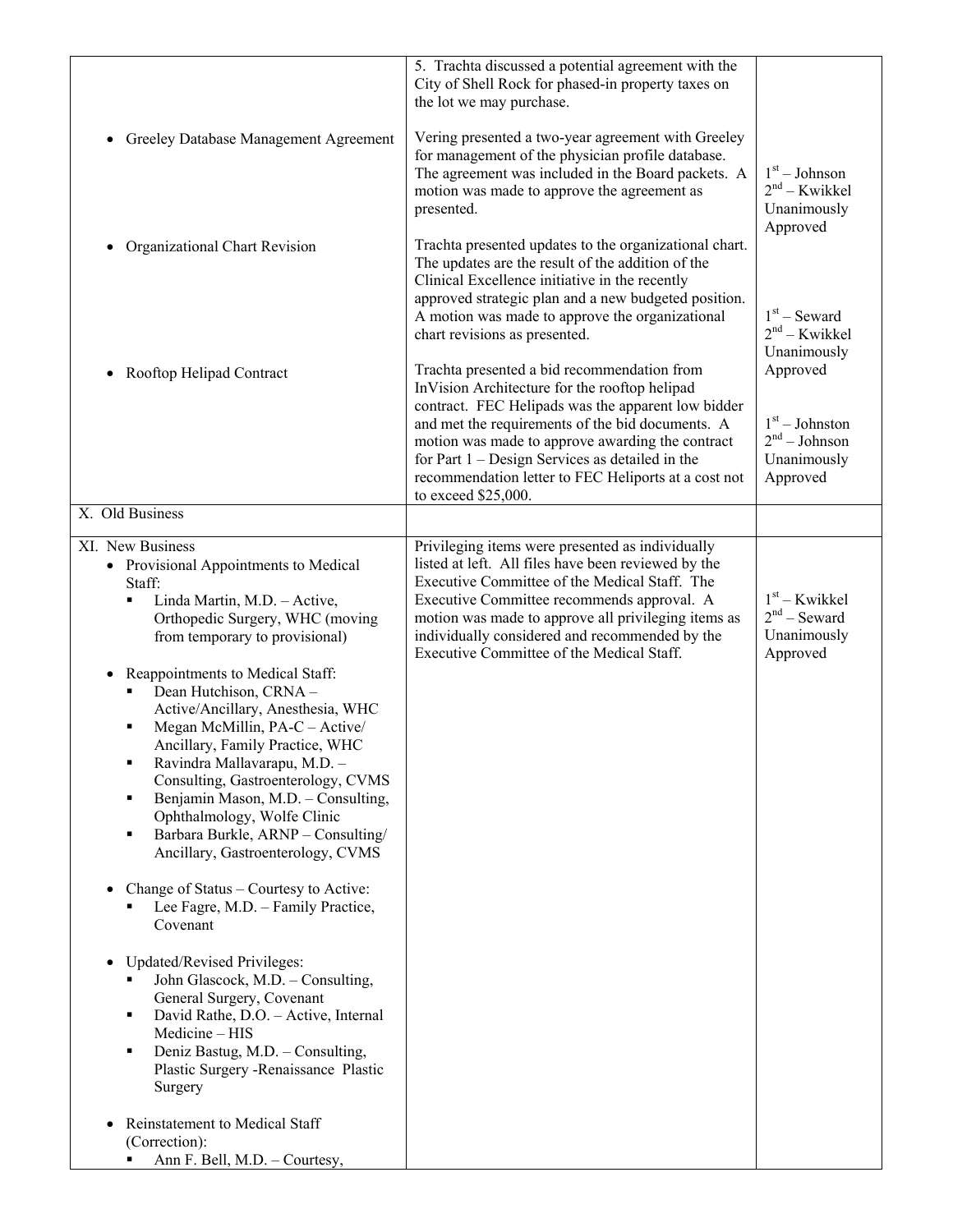| | | |
|---|---|---|
| | 5. Trachta discussed a potential agreement with the City of Shell Rock for phased-in property taxes on the lot we may purchase. | |
| • Greeley Database Management Agreement | Vering presented a two-year agreement with Greeley for management of the physician profile database. The agreement was included in the Board packets. A motion was made to approve the agreement as presented. | 1st – Johnson<br>2nd – Kwikkel<br>Unanimously Approved |
| • Organizational Chart Revision | Trachta presented updates to the organizational chart. The updates are the result of the addition of the Clinical Excellence initiative in the recently approved strategic plan and a new budgeted position. A motion was made to approve the organizational chart revisions as presented. | 1st – Seward<br>2nd – Kwikkel<br>Unanimously Approved |
| • Rooftop Helipad Contract | Trachta presented a bid recommendation from InVision Architecture for the rooftop helipad contract. FEC Helipads was the apparent low bidder and met the requirements of the bid documents. A motion was made to approve awarding the contract for Part 1 – Design Services as detailed in the recommendation letter to FEC Heliports at a cost not to exceed $25,000. | 1st – Johnston<br>2nd – Johnson<br>Unanimously Approved |
| X. Old Business | | |
| XI. New Business<br>• Provisional Appointments to Medical Staff:<br>▪ Linda Martin, M.D. – Active, Orthopedic Surgery, WHC (moving from temporary to provisional)<br><br>• Reappointments to Medical Staff:<br>▪ Dean Hutchison, CRNA – Active/Ancillary, Anesthesia, WHC<br>▪ Megan McMillin, PA-C – Active/Ancillary, Family Practice, WHC<br>▪ Ravindra Mallavarapu, M.D. – Consulting, Gastroenterology, CVMS<br>▪ Benjamin Mason, M.D. – Consulting, Ophthalmology, Wolfe Clinic<br>▪ Barbara Burkle, ARNP – Consulting/Ancillary, Gastroenterology, CVMS<br><br>• Change of Status – Courtesy to Active:<br>▪ Lee Fagre, M.D. – Family Practice, Covenant<br><br>• Updated/Revised Privileges:<br>▪ John Glascock, M.D. – Consulting, General Surgery, Covenant<br>▪ David Rathe, D.O. – Active, Internal Medicine – HIS<br>▪ Deniz Bastug, M.D. – Consulting, Plastic Surgery -Renaissance Plastic Surgery<br><br>• Reinstatement to Medical Staff (Correction):<br>▪ Ann F. Bell, M.D. – Courtesy, | Privileging items were presented as individually listed at left. All files have been reviewed by the Executive Committee of the Medical Staff. The Executive Committee recommends approval. A motion was made to approve all privileging items as individually considered and recommended by the Executive Committee of the Medical Staff. | 1st – Kwikkel<br>2nd – Seward<br>Unanimously Approved |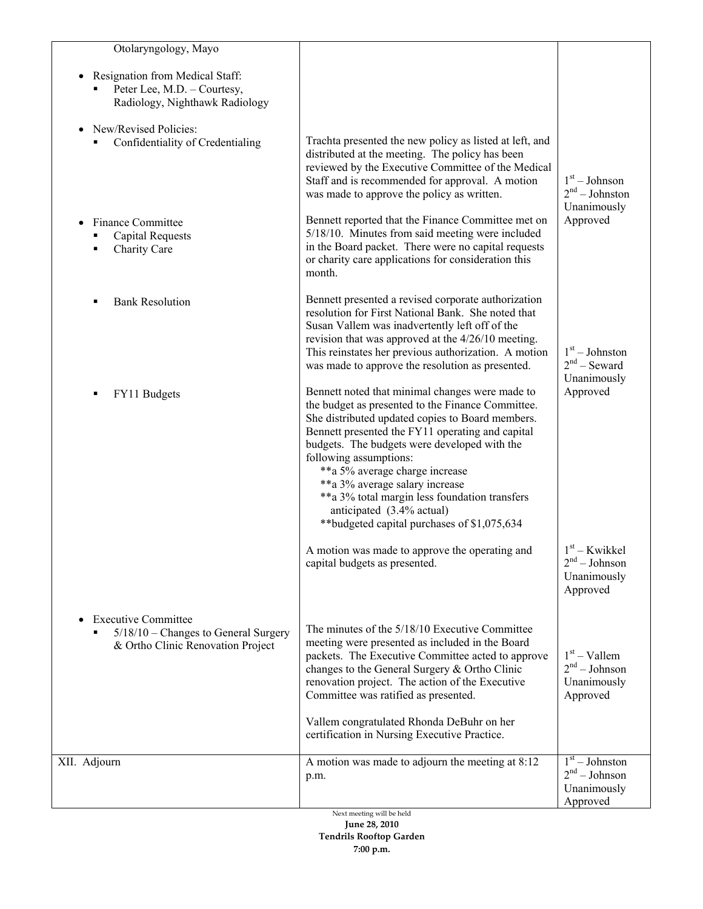| | | |
|---|---|---|
| Otolaryngology, Mayo<br><br>• Resignation from Medical Staff:<br>  ▪ Peter Lee, M.D. – Courtesy, Radiology, Nighthawk Radiology<br><br>• New/Revised Policies:<br>  ▪ Confidentiality of Credentialing | Trachta presented the new policy as listed at left, and distributed at the meeting. The policy has been reviewed by the Executive Committee of the Medical Staff and is recommended for approval. A motion was made to approve the policy as written. | 1st – Johnson<br>2nd – Johnston<br>Unanimously Approved |
| • Finance Committee<br>  ▪ Capital Requests<br>  ▪ Charity Care | Bennett reported that the Finance Committee met on 5/18/10. Minutes from said meeting were included in the Board packet. There were no capital requests or charity care applications for consideration this month. | |
| ▪ Bank Resolution | Bennett presented a revised corporate authorization resolution for First National Bank. She noted that Susan Vallem was inadvertently left off of the revision that was approved at the 4/26/10 meeting. This reinstates her previous authorization. A motion was made to approve the resolution as presented. | 1st – Johnston<br>2nd – Seward<br>Unanimously Approved |
| ▪ FY11 Budgets | Bennett noted that minimal changes were made to the budget as presented to the Finance Committee. She distributed updated copies to Board members. Bennett presented the FY11 operating and capital budgets. The budgets were developed with the following assumptions:<br>**a 5% average charge increase<br>**a 3% average salary increase<br>**a 3% total margin less foundation transfers anticipated (3.4% actual)<br>**budgeted capital purchases of $1,075,634<br><br>A motion was made to approve the operating and capital budgets as presented. | 1st – Kwikkel<br>2nd – Johnson<br>Unanimously Approved |
| • Executive Committee<br>  ▪ 5/18/10 – Changes to General Surgery & Ortho Clinic Renovation Project | The minutes of the 5/18/10 Executive Committee meeting were presented as included in the Board packets. The Executive Committee acted to approve changes to the General Surgery & Ortho Clinic renovation project. The action of the Executive Committee was ratified as presented.<br><br>Vallem congratulated Rhonda DeBuhr on her certification in Nursing Executive Practice. | 1st – Vallem<br>2nd – Johnson<br>Unanimously Approved |
| XII. Adjourn | A motion was made to adjourn the meeting at 8:12 p.m. | 1st – Johnston<br>2nd – Johnson<br>Unanimously Approved |

Next meeting will be held
**June 28, 2010**
**Tendrils Rooftop Garden**
**7:00 p.m.**